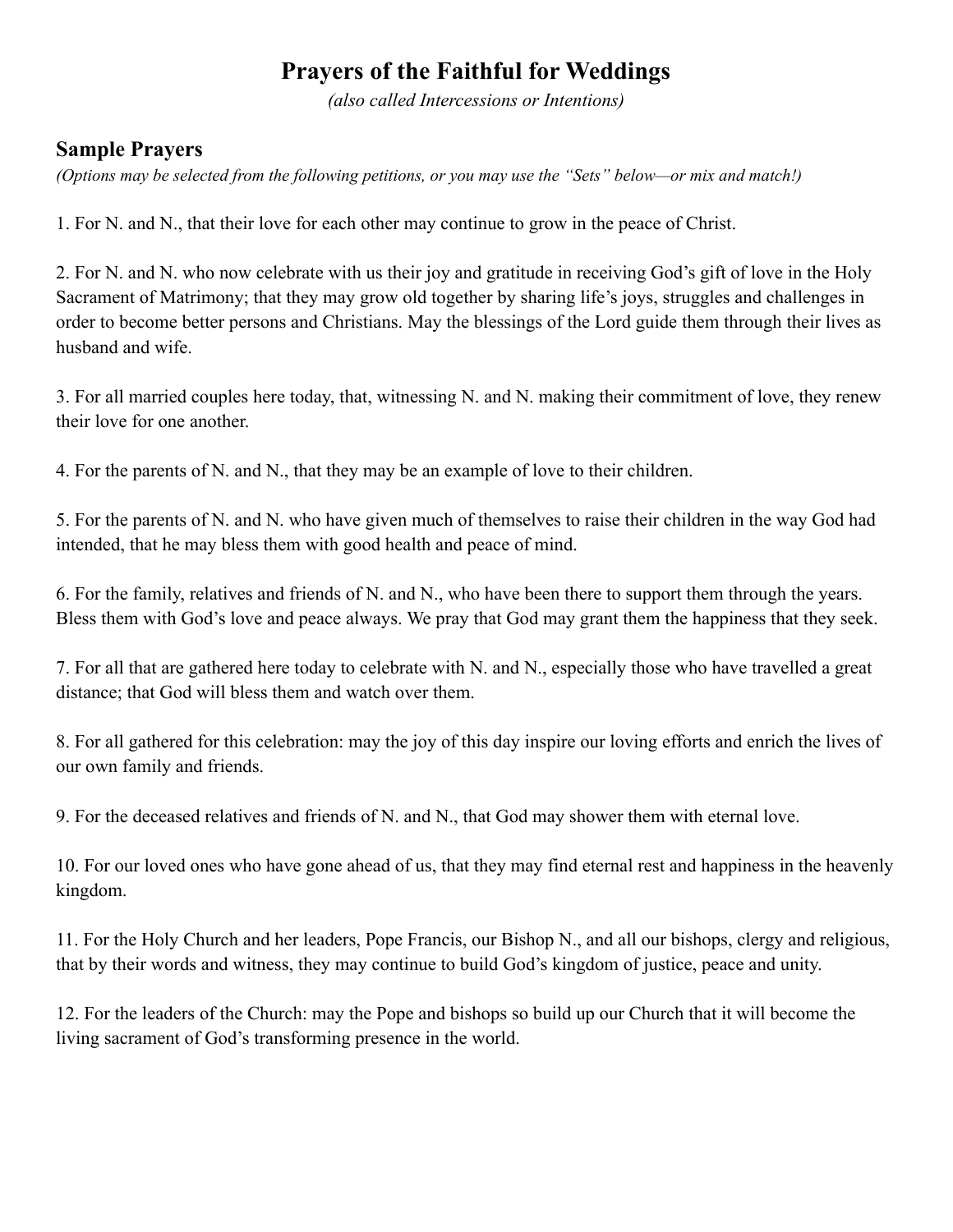# Prayers of the Faithful for Weddings

*(also called Intercessions or Intentions)*

## Sample Prayers

*(Options may be selected from the following petitions, or you may use the "Sets" below—or mix and match!)*

1. For N. and N., that their love for each other may continue to grow in the peace of Christ.

2. For N. and N. who now celebrate with us their joy and gratitude in receiving God's gift of love in the Holy Sacrament of Matrimony; that they may grow old together by sharing life's joys, struggles and challenges in order to become better persons and Christians. May the blessings of the Lord guide them through their lives as husband and wife.

3. For all married couples here today, that, witnessing N. and N. making their commitment of love, they renew their love for one another.

4. For the parents of N. and N., that they may be an example of love to their children.

5. For the parents of N. and N. who have given much of themselves to raise their children in the way God had intended, that he may bless them with good health and peace of mind.

6. For the family, relatives and friends of N. and N., who have been there to support them through the years. Bless them with God's love and peace always. We pray that God may grant them the happiness that they seek.

7. For all that are gathered here today to celebrate with N. and N., especially those who have travelled a great distance; that God will bless them and watch over them.

8. For all gathered for this celebration: may the joy of this day inspire our loving efforts and enrich the lives of our own family and friends.

9. For the deceased relatives and friends of N. and N., that God may shower them with eternal love.

10. For our loved ones who have gone ahead of us, that they may find eternal rest and happiness in the heavenly kingdom.

11. For the Holy Church and her leaders, Pope Francis, our Bishop N., and all our bishops, clergy and religious, that by their words and witness, they may continue to build God's kingdom of justice, peace and unity.

12. For the leaders of the Church: may the Pope and bishops so build up our Church that it will become the living sacrament of God's transforming presence in the world.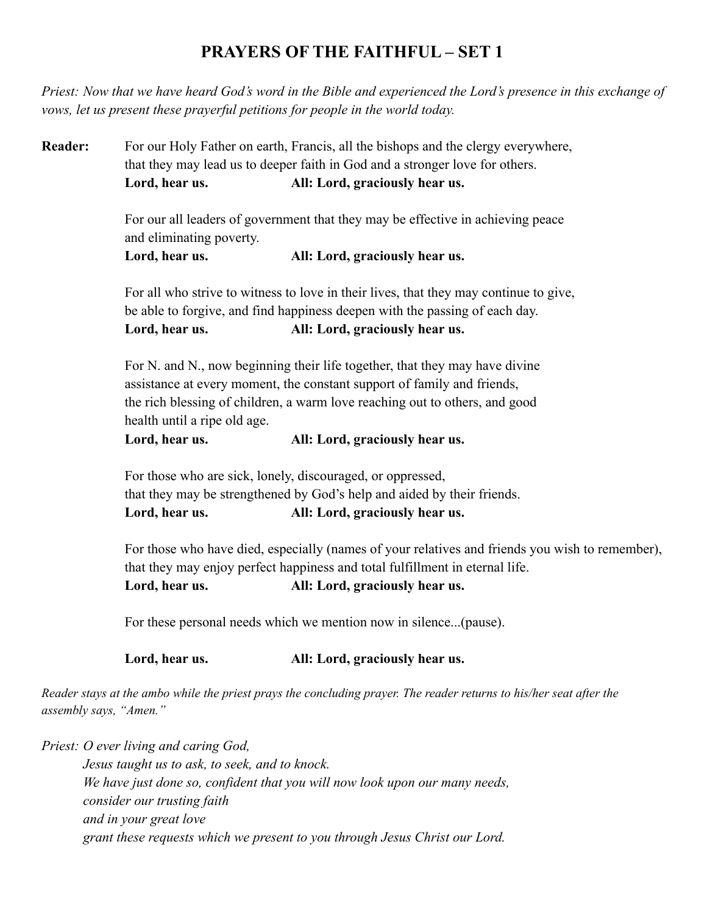# PRAYERS OF THE FAITHFUL – SET 1

*Priest: Now that we have heard God's word in the Bible and experienced the Lord's presence in this exchange of vows, let us present these prayerful petitions for people in the world today.*

**Reader:** For our Holy Father on earth, Francis, all the bishops and the clergy everywhere, that they may lead us to deeper faith in God and a stronger love for others.
**Lord, hear us.** **All: Lord, graciously hear us.**

For our all leaders of government that they may be effective in achieving peace and eliminating poverty.
**Lord, hear us.** **All: Lord, graciously hear us.**

For all who strive to witness to love in their lives, that they may continue to give, be able to forgive, and find happiness deepen with the passing of each day.
**Lord, hear us.** **All: Lord, graciously hear us.**

For N. and N., now beginning their life together, that they may have divine assistance at every moment, the constant support of family and friends, the rich blessing of children, a warm love reaching out to others, and good health until a ripe old age.
**Lord, hear us.** **All: Lord, graciously hear us.**

For those who are sick, lonely, discouraged, or oppressed, that they may be strengthened by God's help and aided by their friends.
**Lord, hear us.** **All: Lord, graciously hear us.**

For those who have died, especially (names of your relatives and friends you wish to remember), that they may enjoy perfect happiness and total fulfillment in eternal life.
**Lord, hear us.** **All: Lord, graciously hear us.**

For these personal needs which we mention now in silence...(pause).

**Lord, hear us.** **All: Lord, graciously hear us.**

*Reader stays at the ambo while the priest prays the concluding prayer. The reader returns to his/her seat after the assembly says, "Amen."*

*Priest: O ever living and caring God,*
*Jesus taught us to ask, to seek, and to knock.*
*We have just done so, confident that you will now look upon our many needs,*
*consider our trusting faith*
*and in your great love*
*grant these requests which we present to you through Jesus Christ our Lord.*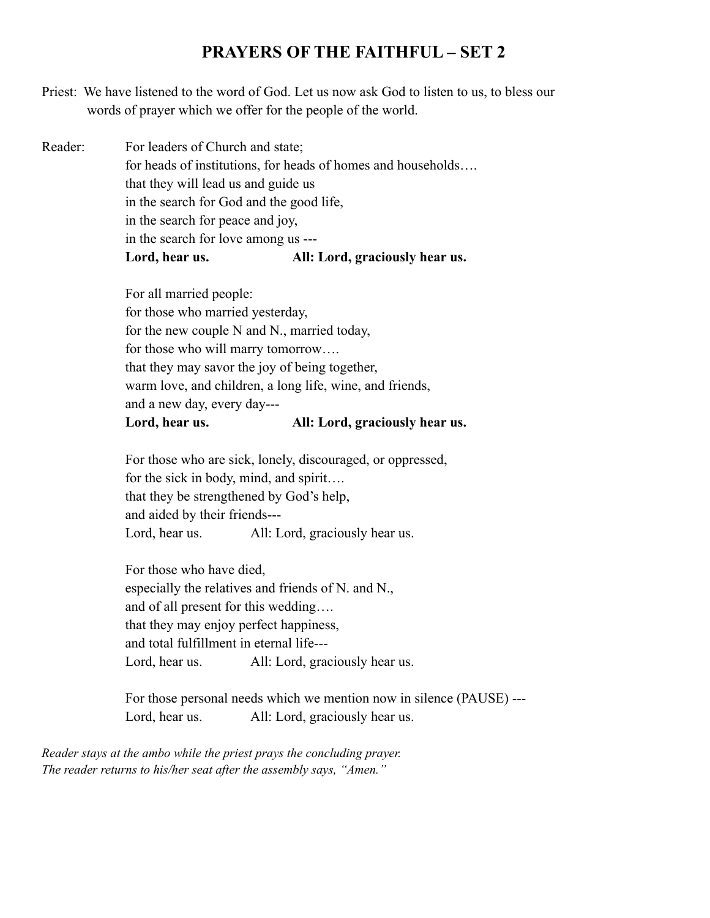# PRAYERS OF THE FAITHFUL – SET 2

Priest: We have listened to the word of God. Let us now ask God to listen to us, to bless our words of prayer which we offer for the people of the world.

Reader: For leaders of Church and state;
for heads of institutions, for heads of homes and households….
that they will lead us and guide us
in the search for God and the good life,
in the search for peace and joy,
in the search for love among us ---
**Lord, hear us.** **All: Lord, graciously hear us.**

For all married people:
for those who married yesterday,
for the new couple N and N., married today,
for those who will marry tomorrow….
that they may savor the joy of being together,
warm love, and children, a long life, wine, and friends,
and a new day, every day---
**Lord, hear us.** **All: Lord, graciously hear us.**

For those who are sick, lonely, discouraged, or oppressed,
for the sick in body, mind, and spirit….
that they be strengthened by God's help,
and aided by their friends---
Lord, hear us. All: Lord, graciously hear us.

For those who have died,
especially the relatives and friends of N. and N.,
and of all present for this wedding….
that they may enjoy perfect happiness,
and total fulfillment in eternal life---
Lord, hear us. All: Lord, graciously hear us.

For those personal needs which we mention now in silence (PAUSE) ---
Lord, hear us. All: Lord, graciously hear us.

*Reader stays at the ambo while the priest prays the concluding prayer.*
*The reader returns to his/her seat after the assembly says, "Amen."*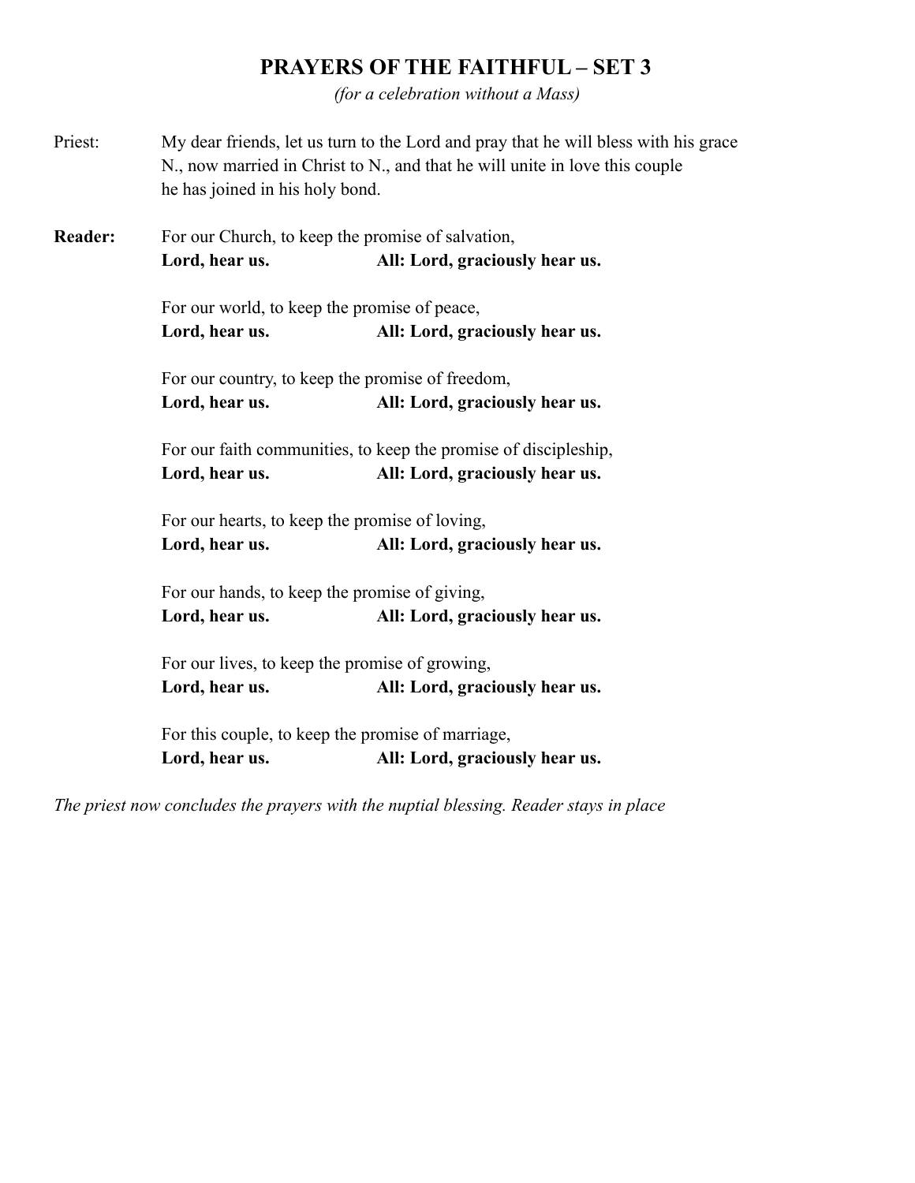# PRAYERS OF THE FAITHFUL – SET 3

*(for a celebration without a Mass)*

Priest: My dear friends, let us turn to the Lord and pray that he will bless with his grace N., now married in Christ to N., and that he will unite in love this couple he has joined in his holy bond.

**Reader:** For our Church, to keep the promise of salvation,
**Lord, hear us.** **All: Lord, graciously hear us.**

For our world, to keep the promise of peace,
**Lord, hear us.** **All: Lord, graciously hear us.**

For our country, to keep the promise of freedom,
**Lord, hear us.** **All: Lord, graciously hear us.**

For our faith communities, to keep the promise of discipleship,
**Lord, hear us.** **All: Lord, graciously hear us.**

For our hearts, to keep the promise of loving,
**Lord, hear us.** **All: Lord, graciously hear us.**

For our hands, to keep the promise of giving,
**Lord, hear us.** **All: Lord, graciously hear us.**

For our lives, to keep the promise of growing,
**Lord, hear us.** **All: Lord, graciously hear us.**

For this couple, to keep the promise of marriage,
**Lord, hear us.** **All: Lord, graciously hear us.**

*The priest now concludes the prayers with the nuptial blessing. Reader stays in place*